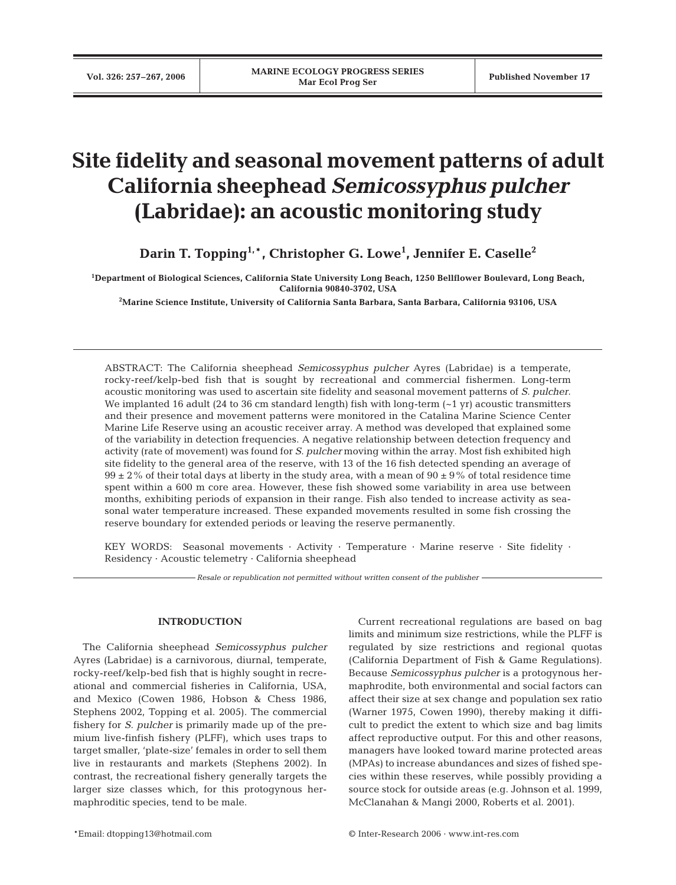# Site fidelity and seasonal movement patterns of adult California sheephead *Semicossyphus pulcher* (Labridae): an acoustic monitoring study

**Darin T. Topping[1,*], Christopher G. Lowe[1], Jennifer E. Caselle[2]**

[1]Department of Biological Sciences, California State University Long Beach, 1250 Bellflower Boulevard, Long Beach, California 90840-3702, USA

[2]Marine Science Institute, University of California Santa Barbara, Santa Barbara, California 93106, USA

ABSTRACT: The California sheephead *Semicossyphus pulcher* Ayres (Labridae) is a temperate, rocky-reef/kelp-bed fish that is sought by recreational and commercial fishermen. Long-term acoustic monitoring was used to ascertain site fidelity and seasonal movement patterns of *S. pulcher*. We implanted 16 adult (24 to 36 cm standard length) fish with long-term (~1 yr) acoustic transmitters and their presence and movement patterns were monitored in the Catalina Marine Science Center Marine Life Reserve using an acoustic receiver array. A method was developed that explained some of the variability in detection frequencies. A negative relationship between detection frequency and activity (rate of movement) was found for *S. pulcher* moving within the array. Most fish exhibited high site fidelity to the general area of the reserve, with 13 of the 16 fish detected spending an average of 99 ± 2% of their total days at liberty in the study area, with a mean of 90 ± 9% of total residence time spent within a 600 m core area. However, these fish showed some variability in area use between months, exhibiting periods of expansion in their range. Fish also tended to increase activity as seasonal water temperature increased. These expanded movements resulted in some fish crossing the reserve boundary for extended periods or leaving the reserve permanently.

KEY WORDS: Seasonal movements · Activity · Temperature · Marine reserve · Site fidelity · Residency · Acoustic telemetry · California sheephead

*Resale or republication not permitted without written consent of the publisher*

## INTRODUCTION

The California sheephead *Semicossyphus pulcher* Ayres (Labridae) is a carnivorous, diurnal, temperate, rocky-reef/kelp-bed fish that is highly sought in recreational and commercial fisheries in California, USA, and Mexico (Cowen 1986, Hobson & Chess 1986, Stephens 2002, Topping et al. 2005). The commercial fishery for *S. pulcher* is primarily made up of the premium live-finfish fishery (PLFF), which uses traps to target smaller, 'plate-size' females in order to sell them live in restaurants and markets (Stephens 2002). In contrast, the recreational fishery generally targets the larger size classes which, for this protogynous hermaphroditic species, tend to be male.

Current recreational regulations are based on bag limits and minimum size restrictions, while the PLFF is regulated by size restrictions and regional quotas (California Department of Fish & Game Regulations). Because *Semicossyphus pulcher* is a protogynous hermaphrodite, both environmental and social factors can affect their size at sex change and population sex ratio (Warner 1975, Cowen 1990), thereby making it difficult to predict the extent to which size and bag limits affect reproductive output. For this and other reasons, managers have looked toward marine protected areas (MPAs) to increase abundances and sizes of fished species within these reserves, while possibly providing a source stock for outside areas (e.g. Johnson et al. 1999, McClanahan & Mangi 2000, Roberts et al. 2001).

*Email: dtopping13@hotmail.com

© Inter-Research 2006 · www.int-res.com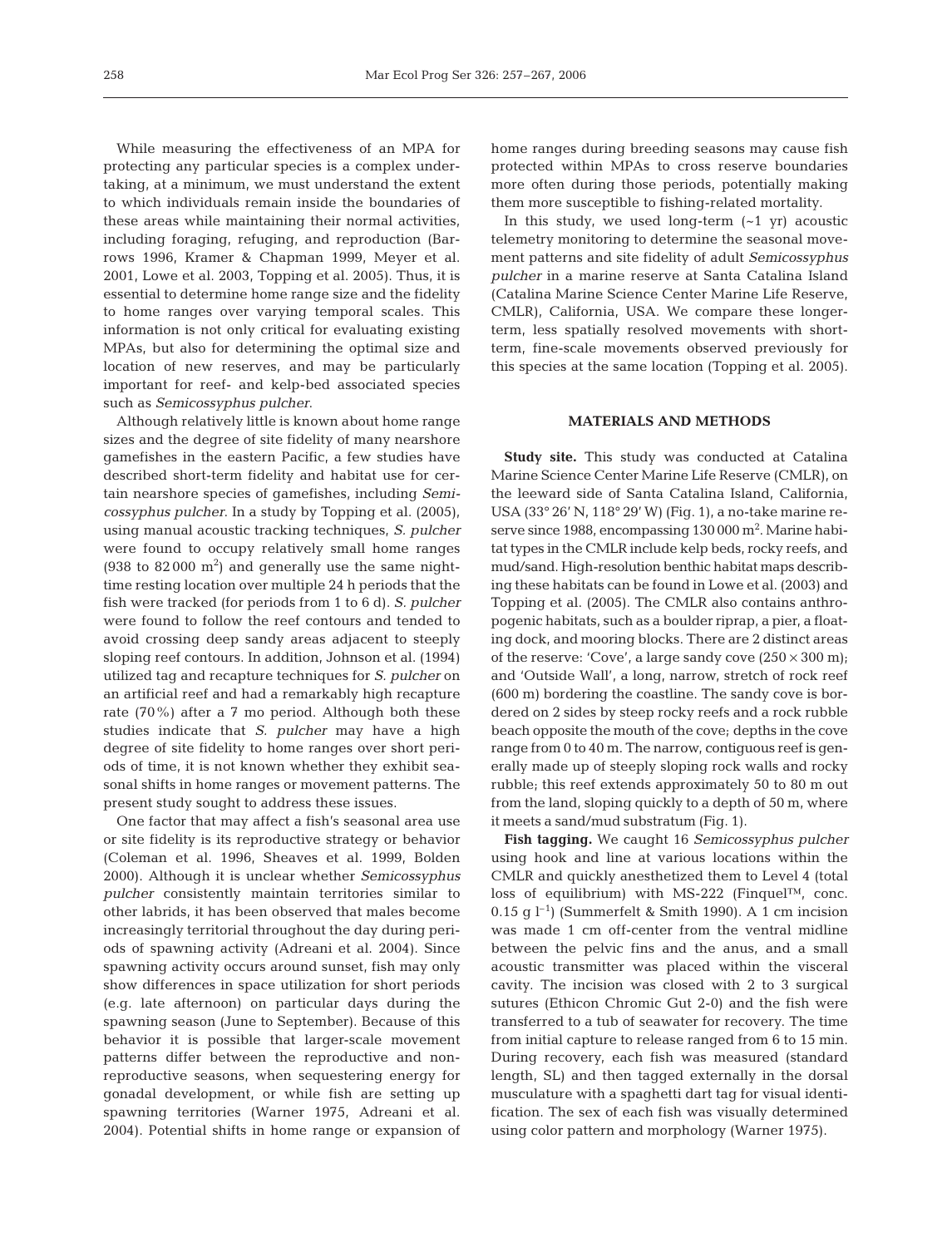While measuring the effectiveness of an MPA for protecting any particular species is a complex undertaking, at a minimum, we must understand the extent to which individuals remain inside the boundaries of these areas while maintaining their normal activities, including foraging, refuging, and reproduction (Barrows 1996, Kramer & Chapman 1999, Meyer et al. 2001, Lowe et al. 2003, Topping et al. 2005). Thus, it is essential to determine home range size and the fidelity to home ranges over varying temporal scales. This information is not only critical for evaluating existing MPAs, but also for determining the optimal size and location of new reserves, and may be particularly important for reef- and kelp-bed associated species such as *Semicossyphus pulcher*.

Although relatively little is known about home range sizes and the degree of site fidelity of many nearshore gamefishes in the eastern Pacific, a few studies have described short-term fidelity and habitat use for certain nearshore species of gamefishes, including *Semicossyphus pulcher*. In a study by Topping et al. (2005), using manual acoustic tracking techniques, *S. pulcher* were found to occupy relatively small home ranges (938 to 82 000 $m^2$) and generally use the same nighttime resting location over multiple 24 h periods that the fish were tracked (for periods from 1 to 6 d). *S. pulcher* were found to follow the reef contours and tended to avoid crossing deep sandy areas adjacent to steeply sloping reef contours. In addition, Johnson et al. (1994) utilized tag and recapture techniques for *S. pulcher* on an artificial reef and had a remarkably high recapture rate (70%) after a 7 mo period. Although both these studies indicate that *S. pulcher* may have a high degree of site fidelity to home ranges over short periods of time, it is not known whether they exhibit seasonal shifts in home ranges or movement patterns. The present study sought to address these issues.

One factor that may affect a fish's seasonal area use or site fidelity is its reproductive strategy or behavior (Coleman et al. 1996, Sheaves et al. 1999, Bolden 2000). Although it is unclear whether *Semicossyphus pulcher* consistently maintain territories similar to other labrids, it has been observed that males become increasingly territorial throughout the day during periods of spawning activity (Adreani et al. 2004). Since spawning activity occurs around sunset, fish may only show differences in space utilization for short periods (e.g. late afternoon) on particular days during the spawning season (June to September). Because of this behavior it is possible that larger-scale movement patterns differ between the reproductive and nonreproductive seasons, when sequestering energy for gonadal development, or while fish are setting up spawning territories (Warner 1975, Adreani et al. 2004). Potential shifts in home range or expansion of home ranges during breeding seasons may cause fish protected within MPAs to cross reserve boundaries more often during those periods, potentially making them more susceptible to fishing-related mortality.

In this study, we used long-term (~1 yr) acoustic telemetry monitoring to determine the seasonal movement patterns and site fidelity of adult *Semicossyphus pulcher* in a marine reserve at Santa Catalina Island (Catalina Marine Science Center Marine Life Reserve, CMLR), California, USA. We compare these longer-term, less spatially resolved movements with short-term, fine-scale movements observed previously for this species at the same location (Topping et al. 2005).

## MATERIALS AND METHODS

**Study site.** This study was conducted at Catalina Marine Science Center Marine Life Reserve (CMLR), on the leeward side of Santa Catalina Island, California, USA (33° 26′ N, 118° 29′ W) (Fig. 1), a no-take marine reserve since 1988, encompassing 130 000 $m^2$. Marine habitat types in the CMLR include kelp beds, rocky reefs, and mud/sand. High-resolution benthic habitat maps describing these habitats can be found in Lowe et al. (2003) and Topping et al. (2005). The CMLR also contains anthropogenic habitats, such as a boulder riprap, a pier, a floating dock, and mooring blocks. There are 2 distinct areas of the reserve: 'Cove', a large sandy cove (250 × 300 m); and 'Outside Wall', a long, narrow, stretch of rock reef (600 m) bordering the coastline. The sandy cove is bordered on 2 sides by steep rocky reefs and a rock rubble beach opposite the mouth of the cove; depths in the cove range from 0 to 40 m. The narrow, contiguous reef is generally made up of steeply sloping rock walls and rocky rubble; this reef extends approximately 50 to 80 m out from the land, sloping quickly to a depth of 50 m, where it meets a sand/mud substratum (Fig. 1).

**Fish tagging.** We caught 16 *Semicossyphus pulcher* using hook and line at various locations within the CMLR and quickly anesthetized them to Level 4 (total loss of equilibrium) with MS-222 (Finquel™, conc. 0.15 g $l^{-1}$) (Summerfelt & Smith 1990). A 1 cm incision was made 1 cm off-center from the ventral midline between the pelvic fins and the anus, and a small acoustic transmitter was placed within the visceral cavity. The incision was closed with 2 to 3 surgical sutures (Ethicon Chromic Gut 2-0) and the fish were transferred to a tub of seawater for recovery. The time from initial capture to release ranged from 6 to 15 min. During recovery, each fish was measured (standard length, SL) and then tagged externally in the dorsal musculature with a spaghetti dart tag for visual identification. The sex of each fish was visually determined using color pattern and morphology (Warner 1975).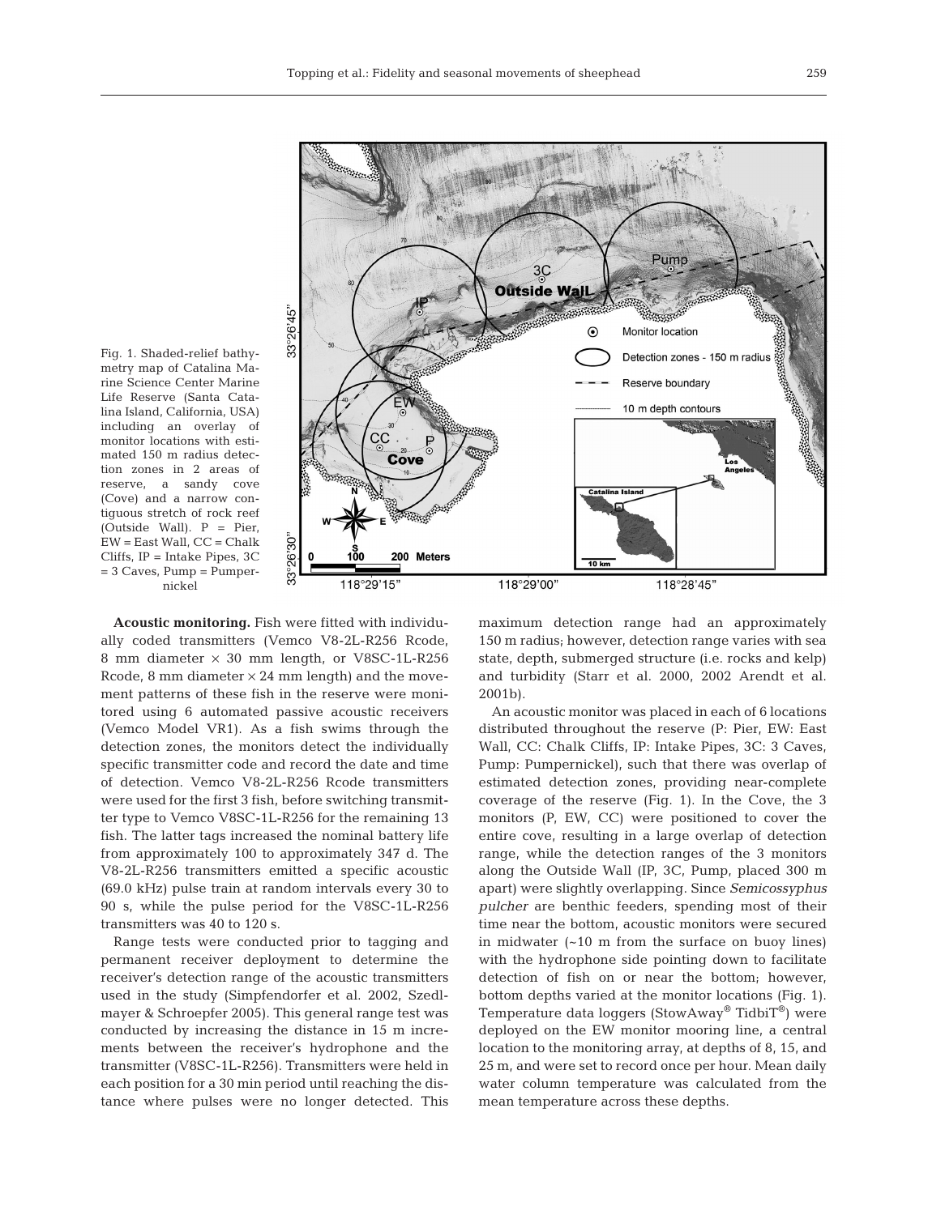Fig. 1. Shaded-relief bathymetry map of Catalina Marine Science Center Marine Life Reserve (Santa Catalina Island, California, USA) including an overlay of monitor locations with estimated 150 m radius detection zones in 2 areas of reserve, a sandy cove (Cove) and a narrow contiguous stretch of rock reef (Outside Wall). P = Pier, EW = East Wall, CC = Chalk Cliffs, IP = Intake Pipes, 3C = 3 Caves, Pump = Pumpernickel

**Acoustic monitoring.** Fish were fitted with individually coded transmitters (Vemco V8-2L-R256 Rcode, 8 mm diameter × 30 mm length, or V8SC-1L-R256 Rcode, 8 mm diameter × 24 mm length) and the movement patterns of these fish in the reserve were monitored using 6 automated passive acoustic receivers (Vemco Model VR1). As a fish swims through the detection zones, the monitors detect the individually specific transmitter code and record the date and time of detection. Vemco V8-2L-R256 Rcode transmitters were used for the first 3 fish, before switching transmitter type to Vemco V8SC-1L-R256 for the remaining 13 fish. The latter tags increased the nominal battery life from approximately 100 to approximately 347 d. The V8-2L-R256 transmitters emitted a specific acoustic (69.0 kHz) pulse train at random intervals every 30 to 90 s, while the pulse period for the V8SC-1L-R256 transmitters was 40 to 120 s.

Range tests were conducted prior to tagging and permanent receiver deployment to determine the receiver's detection range of the acoustic transmitters used in the study (Simpfendorfer et al. 2002, Szedlmayer & Schroepfer 2005). This general range test was conducted by increasing the distance in 15 m increments between the receiver's hydrophone and the transmitter (V8SC-1L-R256). Transmitters were held in each position for a 30 min period until reaching the distance where pulses were no longer detected. This maximum detection range had an approximately 150 m radius; however, detection range varies with sea state, depth, submerged structure (i.e. rocks and kelp) and turbidity (Starr et al. 2000, 2002 Arendt et al. 2001b).

An acoustic monitor was placed in each of 6 locations distributed throughout the reserve (P: Pier, EW: East Wall, CC: Chalk Cliffs, IP: Intake Pipes, 3C: 3 Caves, Pump: Pumpernickel), such that there was overlap of estimated detection zones, providing near-complete coverage of the reserve (Fig. 1). In the Cove, the 3 monitors (P, EW, CC) were positioned to cover the entire cove, resulting in a large overlap of detection range, while the detection ranges of the 3 monitors along the Outside Wall (IP, 3C, Pump, placed 300 m apart) were slightly overlapping. Since *Semicossyphus pulcher* are benthic feeders, spending most of their time near the bottom, acoustic monitors were secured in midwater (~10 m from the surface on buoy lines) with the hydrophone side pointing down to facilitate detection of fish on or near the bottom; however, bottom depths varied at the monitor locations (Fig. 1). Temperature data loggers (StowAway® TidbiT®) were deployed on the EW monitor mooring line, a central location to the monitoring array, at depths of 8, 15, and 25 m, and were set to record once per hour. Mean daily water column temperature was calculated from the mean temperature across these depths.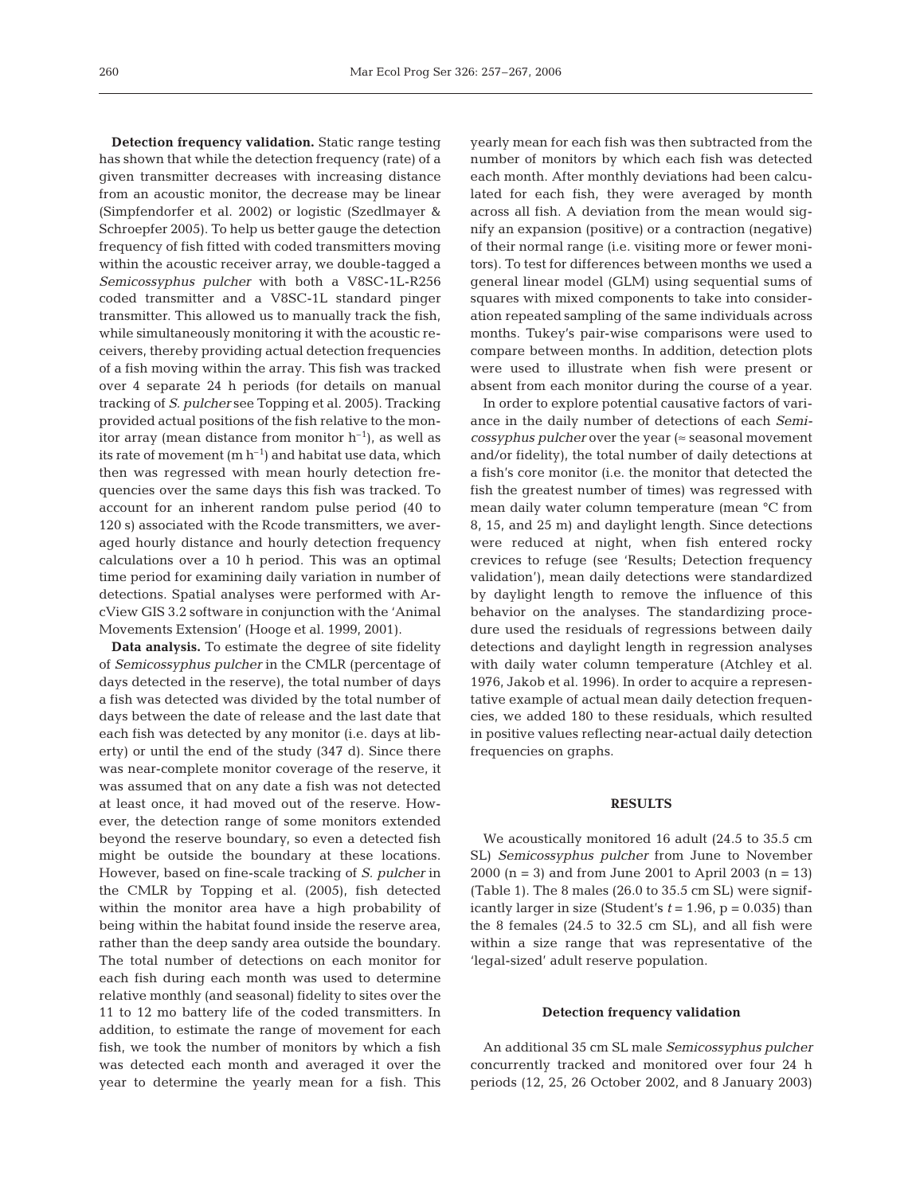**Detection frequency validation.** Static range testing has shown that while the detection frequency (rate) of a given transmitter decreases with increasing distance from an acoustic monitor, the decrease may be linear (Simpfendorfer et al. 2002) or logistic (Szedlmayer & Schroepfer 2005). To help us better gauge the detection frequency of fish fitted with coded transmitters moving within the acoustic receiver array, we double-tagged a *Semicossyphus pulcher* with both a V8SC-1L-R256 coded transmitter and a V8SC-1L standard pinger transmitter. This allowed us to manually track the fish, while simultaneously monitoring it with the acoustic receivers, thereby providing actual detection frequencies of a fish moving within the array. This fish was tracked over 4 separate 24 h periods (for details on manual tracking of *S. pulcher* see Topping et al. 2005). Tracking provided actual positions of the fish relative to the monitor array (mean distance from monitor $h^{-1}$), as well as its rate of movement ($m\ h^{-1}$) and habitat use data, which then was regressed with mean hourly detection frequencies over the same days this fish was tracked. To account for an inherent random pulse period (40 to 120 s) associated with the Rcode transmitters, we averaged hourly distance and hourly detection frequency calculations over a 10 h period. This was an optimal time period for examining daily variation in number of detections. Spatial analyses were performed with ArcView GIS 3.2 software in conjunction with the 'Animal Movements Extension' (Hooge et al. 1999, 2001).

**Data analysis.** To estimate the degree of site fidelity of *Semicossyphus pulcher* in the CMLR (percentage of days detected in the reserve), the total number of days a fish was detected was divided by the total number of days between the date of release and the last date that each fish was detected by any monitor (i.e. days at liberty) or until the end of the study (347 d). Since there was near-complete monitor coverage of the reserve, it was assumed that on any date a fish was not detected at least once, it had moved out of the reserve. However, the detection range of some monitors extended beyond the reserve boundary, so even a detected fish might be outside the boundary at these locations. However, based on fine-scale tracking of *S. pulcher* in the CMLR by Topping et al. (2005), fish detected within the monitor area have a high probability of being within the habitat found inside the reserve area, rather than the deep sandy area outside the boundary. The total number of detections on each monitor for each fish during each month was used to determine relative monthly (and seasonal) fidelity to sites over the 11 to 12 mo battery life of the coded transmitters. In addition, to estimate the range of movement for each fish, we took the number of monitors by which a fish was detected each month and averaged it over the year to determine the yearly mean for a fish. This yearly mean for each fish was then subtracted from the number of monitors by which each fish was detected each month. After monthly deviations had been calculated for each fish, they were averaged by month across all fish. A deviation from the mean would signify an expansion (positive) or a contraction (negative) of their normal range (i.e. visiting more or fewer monitors). To test for differences between months we used a general linear model (GLM) using sequential sums of squares with mixed components to take into consideration repeated sampling of the same individuals across months. Tukey's pair-wise comparisons were used to compare between months. In addition, detection plots were used to illustrate when fish were present or absent from each monitor during the course of a year.

In order to explore potential causative factors of variance in the daily number of detections of each *Semicossyphus pulcher* over the year (≈ seasonal movement and/or fidelity), the total number of daily detections at a fish's core monitor (i.e. the monitor that detected the fish the greatest number of times) was regressed with mean daily water column temperature (mean °C from 8, 15, and 25 m) and daylight length. Since detections were reduced at night, when fish entered rocky crevices to refuge (see 'Results; Detection frequency validation'), mean daily detections were standardized by daylight length to remove the influence of this behavior on the analyses. The standardizing procedure used the residuals of regressions between daily detections and daylight length in regression analyses with daily water column temperature (Atchley et al. 1976, Jakob et al. 1996). In order to acquire a representative example of actual mean daily detection frequencies, we added 180 to these residuals, which resulted in positive values reflecting near-actual daily detection frequencies on graphs.

## RESULTS

We acoustically monitored 16 adult (24.5 to 35.5 cm SL) *Semicossyphus pulcher* from June to November 2000 (n = 3) and from June 2001 to April 2003 (n = 13) (Table 1). The 8 males (26.0 to 35.5 cm SL) were significantly larger in size (Student's $t = 1.96$, $p = 0.035$) than the 8 females (24.5 to 32.5 cm SL), and all fish were within a size range that was representative of the 'legal-sized' adult reserve population.

### Detection frequency validation

An additional 35 cm SL male *Semicossyphus pulcher* concurrently tracked and monitored over four 24 h periods (12, 25, 26 October 2002, and 8 January 2003)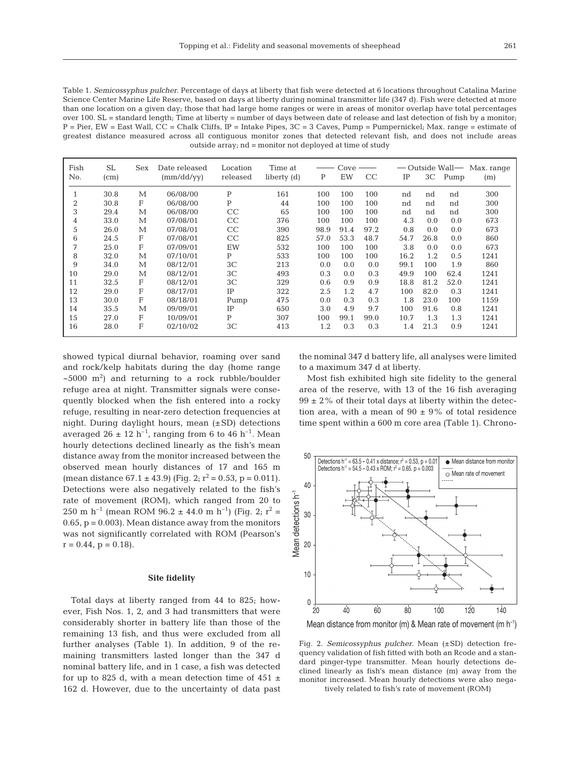Table 1. *Semicossyphus pulcher*. Percentage of days at liberty that fish were detected at 6 locations throughout Catalina Marine Science Center Marine Life Reserve, based on days at liberty during nominal transmitter life (347 d). Fish were detected at more than one location on a given day; those that had large home ranges or were in areas of monitor overlap have total percentages over 100. SL = standard length; Time at liberty = number of days between date of release and last detection of fish by a monitor; P = Pier, EW = East Wall, CC = Chalk Cliffs, IP = Intake Pipes, 3C = 3 Caves, Pump = Pumpernickel; Max. range = estimate of greatest distance measured across all contiguous monitor zones that detected relevant fish, and does not include areas outside array; nd = monitor not deployed at time of study

| Fish No. | SL (cm) | Sex | Date released (mm/dd/yy) | Location released | Time at liberty (d) | Cove | | | Outside Wall | | | Max. range (m) |
|---|---|---|---|---|---|---|---|---|---|---|---|---|
| | | | | | | P | EW | CC | IP | 3C | Pump | |
| 1 | 30.8 | M | 06/08/00 | P | 161 | 100 | 100 | 100 | nd | nd | nd | 300 |
| 2 | 30.8 | F | 06/08/00 | P | 44 | 100 | 100 | 100 | nd | nd | nd | 300 |
| 3 | 29.4 | M | 06/08/00 | CC | 65 | 100 | 100 | 100 | nd | nd | nd | 300 |
| 4 | 33.0 | M | 07/08/01 | CC | 376 | 100 | 100 | 100 | 4.3 | 0.0 | 0.0 | 673 |
| 5 | 26.0 | M | 07/08/01 | CC | 390 | 98.9 | 91.4 | 97.2 | 0.8 | 0.0 | 0.0 | 673 |
| 6 | 24.5 | F | 07/08/01 | CC | 825 | 57.0 | 53.3 | 48.7 | 54.7 | 26.8 | 0.0 | 860 |
| 7 | 25.0 | F | 07/09/01 | EW | 532 | 100 | 100 | 100 | 3.8 | 0.0 | 0.0 | 673 |
| 8 | 32.0 | M | 07/10/01 | P | 533 | 100 | 100 | 100 | 16.2 | 1.2 | 0.5 | 1241 |
| 9 | 34.0 | M | 08/12/01 | 3C | 213 | 0.0 | 0.0 | 0.0 | 99.1 | 100 | 1.9 | 860 |
| 10 | 29.0 | M | 08/12/01 | 3C | 493 | 0.3 | 0.0 | 0.3 | 49.9 | 100 | 62.4 | 1241 |
| 11 | 32.5 | F | 08/12/01 | 3C | 329 | 0.6 | 0.9 | 0.9 | 18.8 | 81.2 | 52.0 | 1241 |
| 12 | 29.0 | F | 08/17/01 | IP | 322 | 2.5 | 1.2 | 4.7 | 100 | 82.0 | 0.3 | 1241 |
| 13 | 30.0 | F | 08/18/01 | Pump | 475 | 0.0 | 0.3 | 0.3 | 1.8 | 23.0 | 100 | 1159 |
| 14 | 35.5 | M | 09/09/01 | IP | 650 | 3.0 | 4.9 | 9.7 | 100 | 91.6 | 0.8 | 1241 |
| 15 | 27.0 | F | 10/09/01 | P | 307 | 100 | 99.1 | 99.0 | 10.7 | 1.3 | 1.3 | 1241 |
| 16 | 28.0 | F | 02/10/02 | 3C | 413 | 1.2 | 0.3 | 0.3 | 1.4 | 21.3 | 0.9 | 1241 |

showed typical diurnal behavior, roaming over sand and rock/kelp habitats during the day (home range ~5000 $m^2$) and returning to a rock rubble/boulder refuge area at night. Transmitter signals were consequently blocked when the fish entered into a rocky refuge, resulting in near-zero detection frequencies at night. During daylight hours, mean (±SD) detections averaged $26 \pm 12$ $h^{-1}$, ranging from 6 to 46 $h^{-1}$. Mean hourly detections declined linearly as the fish's mean distance away from the monitor increased between the observed mean hourly distances of 17 and 165 m (mean distance $67.1 \pm 43.9$) (Fig. 2; $r^2 = 0.53$, $p = 0.011$). Detections were also negatively related to the fish's rate of movement (ROM), which ranged from 20 to 250 m $h^{-1}$ (mean ROM $96.2 \pm 44.0$ m $h^{-1}$) (Fig. 2; $r^2 = 0.65$, $p = 0.003$). Mean distance away from the monitors was not significantly correlated with ROM (Pearson's $r = 0.44$, $p = 0.18$).

### Site fidelity

Total days at liberty ranged from 44 to 825; however, Fish Nos. 1, 2, and 3 had transmitters that were considerably shorter in battery life than those of the remaining 13 fish, and thus were excluded from all further analyses (Table 1). In addition, 9 of the remaining transmitters lasted longer than the 347 d nominal battery life, and in 1 case, a fish was detected for up to 825 d, with a mean detection time of $451 \pm 162$ d. However, due to the uncertainty of data past the nominal 347 d battery life, all analyses were limited to a maximum 347 d at liberty.

Most fish exhibited high site fidelity to the general area of the reserve, with 13 of the 16 fish averaging $99 \pm 2$% of their total days at liberty within the detection area, with a mean of $90 \pm 9$% of total residence time spent within a 600 m core area (Table 1). Chrono-

Fig. 2. *Semicossyphus pulcher*. Mean (±SD) detection frequency validation of fish fitted with both an Rcode and a standard pinger-type transmitter. Mean hourly detections declined linearly as fish's mean distance (m) away from the monitor increased. Mean hourly detections were also negatively related to fish's rate of movement (ROM)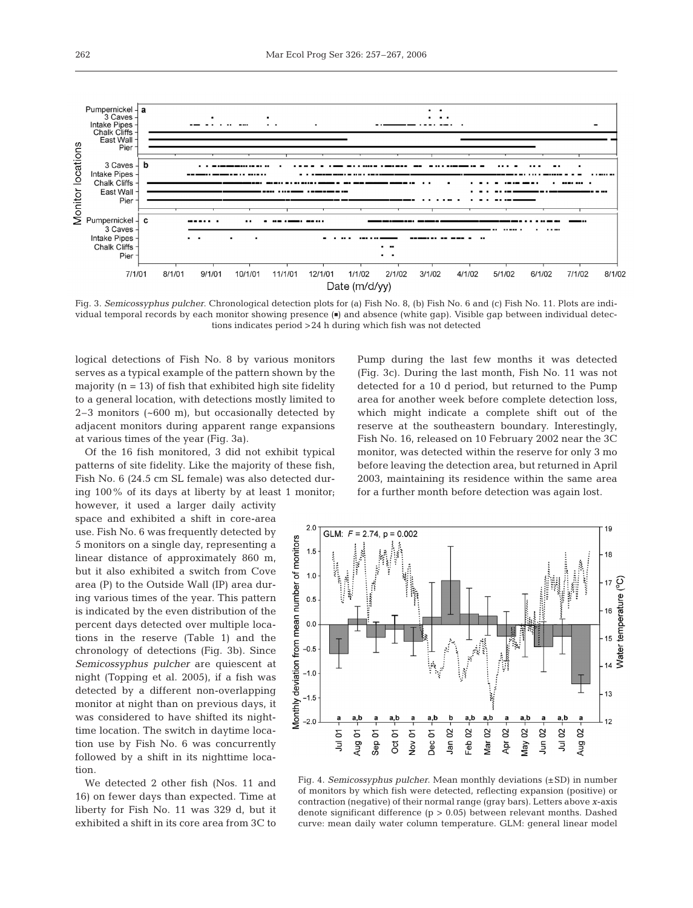Fig. 3. *Semicossyphus pulcher*. Chronological detection plots for (a) Fish No. 8, (b) Fish No. 6 and (c) Fish No. 11. Plots are individual temporal records by each monitor showing presence (▪) and absence (white gap). Visible gap between individual detections indicates period >24 h during which fish was not detected

logical detections of Fish No. 8 by various monitors serves as a typical example of the pattern shown by the majority (n = 13) of fish that exhibited high site fidelity to a general location, with detections mostly limited to 2–3 monitors (~600 m), but occasionally detected by adjacent monitors during apparent range expansions at various times of the year (Fig. 3a).

Of the 16 fish monitored, 3 did not exhibit typical patterns of site fidelity. Like the majority of these fish, Fish No. 6 (24.5 cm SL female) was also detected during 100% of its days at liberty by at least 1 monitor; however, it used a larger daily activity space and exhibited a shift in core-area use. Fish No. 6 was frequently detected by 5 monitors on a single day, representing a linear distance of approximately 860 m, but it also exhibited a switch from Cove area (P) to the Outside Wall (IP) area during various times of the year. This pattern is indicated by the even distribution of the percent days detected over multiple locations in the reserve (Table 1) and the chronology of detections (Fig. 3b). Since *Semicossyphus pulcher* are quiescent at night (Topping et al. 2005), if a fish was detected by a different non-overlapping monitor at night than on previous days, it was considered to have shifted its nighttime location. The switch in daytime location use by Fish No. 6 was concurrently followed by a shift in its nighttime location.

We detected 2 other fish (Nos. 11 and 16) on fewer days than expected. Time at liberty for Fish No. 11 was 329 d, but it exhibited a shift in its core area from 3C to Pump during the last few months it was detected (Fig. 3c). During the last month, Fish No. 11 was not detected for a 10 d period, but returned to the Pump area for another week before complete detection loss, which might indicate a complete shift out of the reserve at the southeastern boundary. Interestingly, Fish No. 16, released on 10 February 2002 near the 3C monitor, was detected within the reserve for only 3 mo before leaving the detection area, but returned in April 2003, maintaining its residence within the same area for a further month before detection was again lost.

Fig. 4. *Semicossyphus pulcher*. Mean monthly deviations (±SD) in number of monitors by which fish were detected, reflecting expansion (positive) or contraction (negative) of their normal range (gray bars). Letters above *x*-axis denote significant difference ($p > 0.05$) between relevant months. Dashed curve: mean daily water column temperature. GLM: general linear model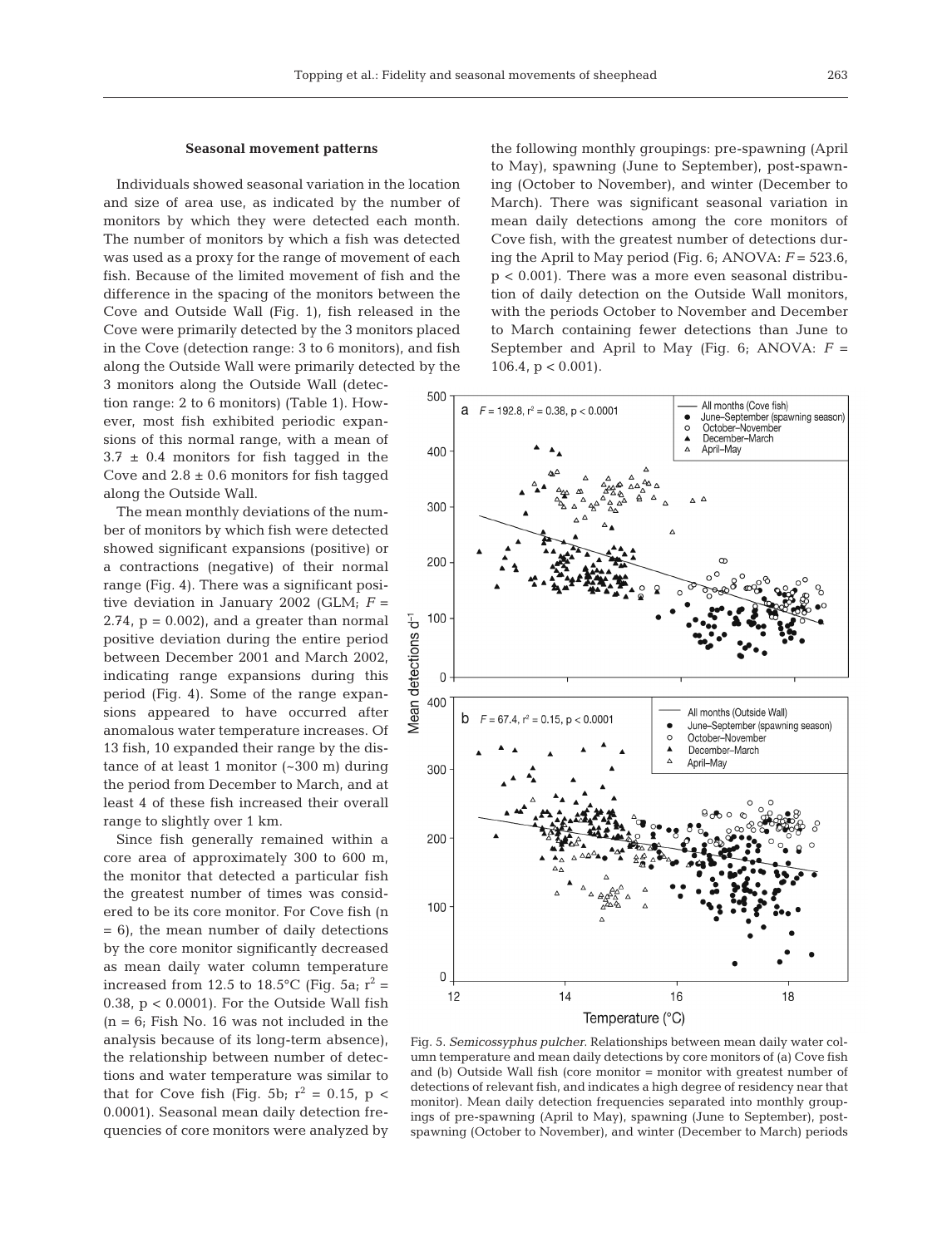### Seasonal movement patterns

Individuals showed seasonal variation in the location and size of area use, as indicated by the number of monitors by which they were detected each month. The number of monitors by which a fish was detected was used as a proxy for the range of movement of each fish. Because of the limited movement of fish and the difference in the spacing of the monitors between the Cove and Outside Wall (Fig. 1), fish released in the Cove were primarily detected by the 3 monitors placed in the Cove (detection range: 3 to 6 monitors), and fish along the Outside Wall were primarily detected by the 3 monitors along the Outside Wall (detection range: 2 to 6 monitors) (Table 1). However, most fish exhibited periodic expansions of this normal range, with a mean of $3.7 \pm 0.4$ monitors for fish tagged in the Cove and $2.8 \pm 0.6$ monitors for fish tagged along the Outside Wall.

The mean monthly deviations of the number of monitors by which fish were detected showed significant expansions (positive) or a contractions (negative) of their normal range (Fig. 4). There was a significant positive deviation in January 2002 (GLM; $F = 2.74$, $p = 0.002$), and a greater than normal positive deviation during the entire period between December 2001 and March 2002, indicating range expansions during this period (Fig. 4). Some of the range expansions appeared to have occurred after anomalous water temperature increases. Of 13 fish, 10 expanded their range by the distance of at least 1 monitor (~300 m) during the period from December to March, and at least 4 of these fish increased their overall range to slightly over 1 km.

Since fish generally remained within a core area of approximately 300 to 600 m, the monitor that detected a particular fish the greatest number of times was considered to be its core monitor. For Cove fish (n = 6), the mean number of daily detections by the core monitor significantly decreased as mean daily water column temperature increased from 12.5 to 18.5°C (Fig. 5a; $r^2 = 0.38$, $p < 0.0001$). For the Outside Wall fish (n = 6; Fish No. 16 was not included in the analysis because of its long-term absence), the relationship between number of detections and water temperature was similar to that for Cove fish (Fig. 5b; $r^2 = 0.15$, $p < 0.0001$). Seasonal mean daily detection frequencies of core monitors were analyzed by the following monthly groupings: pre-spawning (April to May), spawning (June to September), post-spawning (October to November), and winter (December to March). There was significant seasonal variation in mean daily detections among the core monitors of Cove fish, with the greatest number of detections during the April to May period (Fig. 6; ANOVA: $F = 523.6$, $p < 0.001$). There was a more even seasonal distribution of daily detection on the Outside Wall monitors, with the periods October to November and December to March containing fewer detections than June to September and April to May (Fig. 6; ANOVA: $F = 106.4$, $p < 0.001$).

Fig. 5. *Semicossyphus pulcher.* Relationships between mean daily water column temperature and mean daily detections by core monitors of (a) Cove fish and (b) Outside Wall fish (core monitor = monitor with greatest number of detections of relevant fish, and indicates a high degree of residency near that monitor). Mean daily detection frequencies separated into monthly groupings of pre-spawning (April to May), spawning (June to September), post-spawning (October to November), and winter (December to March) periods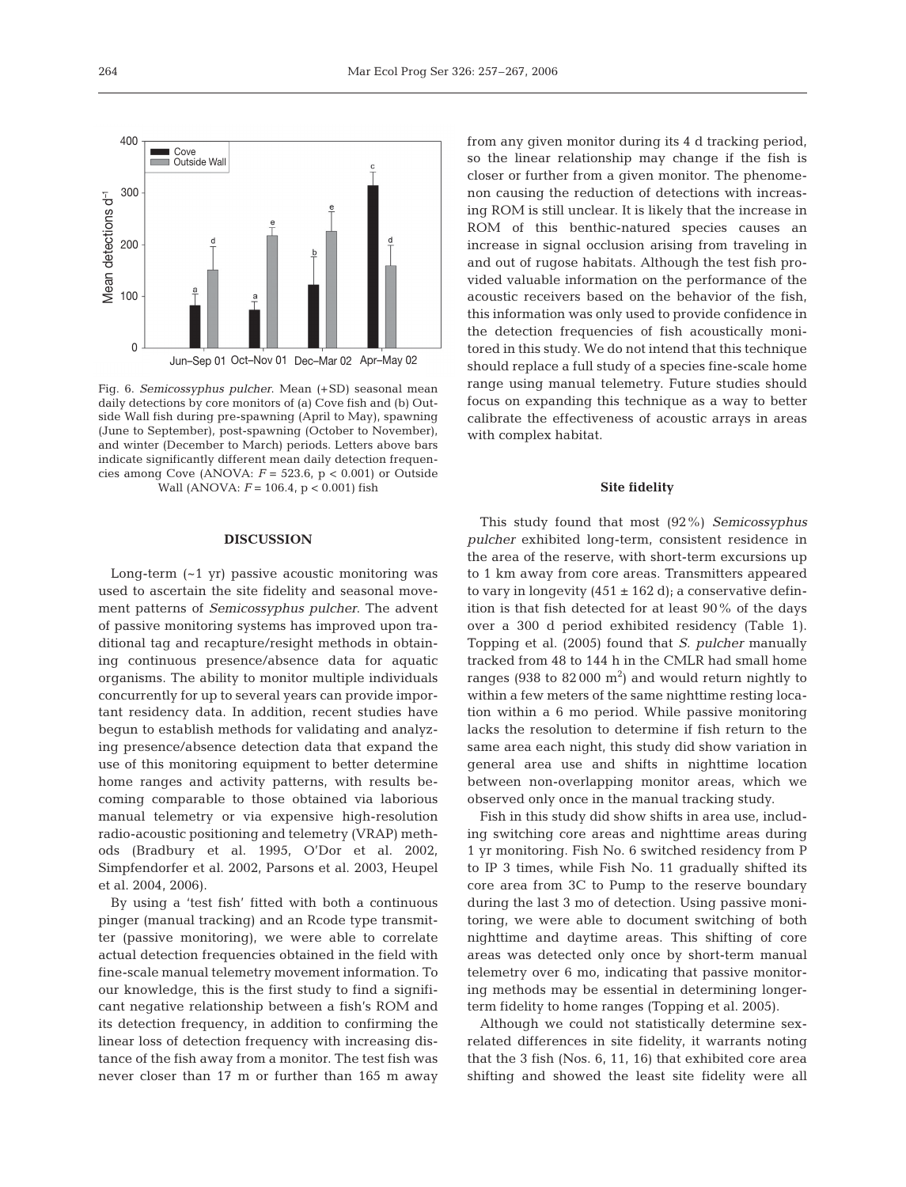Fig. 6. *Semicossyphus pulcher*. Mean (+SD) seasonal mean daily detections by core monitors of (a) Cove fish and (b) Outside Wall fish during pre-spawning (April to May), spawning (June to September), post-spawning (October to November), and winter (December to March) periods. Letters above bars indicate significantly different mean daily detection frequencies among Cove (ANOVA: $F = 523.6$, $p < 0.001$) or Outside Wall (ANOVA: $F = 106.4$, $p < 0.001$) fish

## DISCUSSION

Long-term (~1 yr) passive acoustic monitoring was used to ascertain the site fidelity and seasonal movement patterns of *Semicossyphus pulcher*. The advent of passive monitoring systems has improved upon traditional tag and recapture/resight methods in obtaining continuous presence/absence data for aquatic organisms. The ability to monitor multiple individuals concurrently for up to several years can provide important residency data. In addition, recent studies have begun to establish methods for validating and analyzing presence/absence detection data that expand the use of this monitoring equipment to better determine home ranges and activity patterns, with results becoming comparable to those obtained via laborious manual telemetry or via expensive high-resolution radio-acoustic positioning and telemetry (VRAP) methods (Bradbury et al. 1995, O'Dor et al. 2002, Simpfendorfer et al. 2002, Parsons et al. 2003, Heupel et al. 2004, 2006).

By using a 'test fish' fitted with both a continuous pinger (manual tracking) and an Rcode type transmitter (passive monitoring), we were able to correlate actual detection frequencies obtained in the field with fine-scale manual telemetry movement information. To our knowledge, this is the first study to find a significant negative relationship between a fish's ROM and its detection frequency, in addition to confirming the linear loss of detection frequency with increasing distance of the fish away from a monitor. The test fish was never closer than 17 m or further than 165 m away from any given monitor during its 4 d tracking period, so the linear relationship may change if the fish is closer or further from a given monitor. The phenomenon causing the reduction of detections with increasing ROM is still unclear. It is likely that the increase in ROM of this benthic-natured species causes an increase in signal occlusion arising from traveling in and out of rugose habitats. Although the test fish provided valuable information on the performance of the acoustic receivers based on the behavior of the fish, this information was only used to provide confidence in the detection frequencies of fish acoustically monitored in this study. We do not intend that this technique should replace a full study of a species fine-scale home range using manual telemetry. Future studies should focus on expanding this technique as a way to better calibrate the effectiveness of acoustic arrays in areas with complex habitat.

### Site fidelity

This study found that most (92%) *Semicossyphus pulcher* exhibited long-term, consistent residence in the area of the reserve, with short-term excursions up to 1 km away from core areas. Transmitters appeared to vary in longevity (451 ± 162 d); a conservative definition is that fish detected for at least 90% of the days over a 300 d period exhibited residency (Table 1). Topping et al. (2005) found that *S. pulcher* manually tracked from 48 to 144 h in the CMLR had small home ranges (938 to 82 000 m$^2$) and would return nightly to within a few meters of the same nighttime resting location within a 6 mo period. While passive monitoring lacks the resolution to determine if fish return to the same area each night, this study did show variation in general area use and shifts in nighttime location between non-overlapping monitor areas, which we observed only once in the manual tracking study.

Fish in this study did show shifts in area use, including switching core areas and nighttime areas during 1 yr monitoring. Fish No. 6 switched residency from P to IP 3 times, while Fish No. 11 gradually shifted its core area from 3C to Pump to the reserve boundary during the last 3 mo of detection. Using passive monitoring, we were able to document switching of both nighttime and daytime areas. This shifting of core areas was detected only once by short-term manual telemetry over 6 mo, indicating that passive monitoring methods may be essential in determining longer-term fidelity to home ranges (Topping et al. 2005).

Although we could not statistically determine sex-related differences in site fidelity, it warrants noting that the 3 fish (Nos. 6, 11, 16) that exhibited core area shifting and showed the least site fidelity were all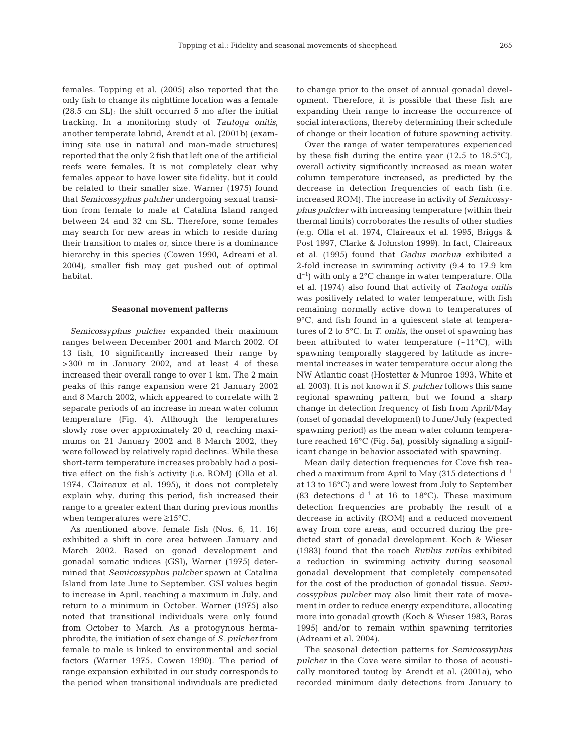females. Topping et al. (2005) also reported that the only fish to change its nighttime location was a female (28.5 cm SL); the shift occurred 5 mo after the initial tracking. In a monitoring study of *Tautoga onitis*, another temperate labrid, Arendt et al. (2001b) (examining site use in natural and man-made structures) reported that the only 2 fish that left one of the artificial reefs were females. It is not completely clear why females appear to have lower site fidelity, but it could be related to their smaller size. Warner (1975) found that *Semicossyphus pulcher* undergoing sexual transition from female to male at Catalina Island ranged between 24 and 32 cm SL. Therefore, some females may search for new areas in which to reside during their transition to males or, since there is a dominance hierarchy in this species (Cowen 1990, Adreani et al. 2004), smaller fish may get pushed out of optimal habitat.

### Seasonal movement patterns

*Semicossyphus pulcher* expanded their maximum ranges between December 2001 and March 2002. Of 13 fish, 10 significantly increased their range by >300 m in January 2002, and at least 4 of these increased their overall range to over 1 km. The 2 main peaks of this range expansion were 21 January 2002 and 8 March 2002, which appeared to correlate with 2 separate periods of an increase in mean water column temperature (Fig. 4). Although the temperatures slowly rose over approximately 20 d, reaching maximums on 21 January 2002 and 8 March 2002, they were followed by relatively rapid declines. While these short-term temperature increases probably had a positive effect on the fish's activity (i.e. ROM) (Olla et al. 1974, Claireaux et al. 1995), it does not completely explain why, during this period, fish increased their range to a greater extent than during previous months when temperatures were ≥15°C.

As mentioned above, female fish (Nos. 6, 11, 16) exhibited a shift in core area between January and March 2002. Based on gonad development and gonadal somatic indices (GSI), Warner (1975) determined that *Semicossyphus pulcher* spawn at Catalina Island from late June to September. GSI values begin to increase in April, reaching a maximum in July, and return to a minimum in October. Warner (1975) also noted that transitional individuals were only found from October to March. As a protogynous hermaphrodite, the initiation of sex change of *S. pulcher* from female to male is linked to environmental and social factors (Warner 1975, Cowen 1990). The period of range expansion exhibited in our study corresponds to the period when transitional individuals are predicted to change prior to the onset of annual gonadal development. Therefore, it is possible that these fish are expanding their range to increase the occurrence of social interactions, thereby determining their schedule of change or their location of future spawning activity.

Over the range of water temperatures experienced by these fish during the entire year (12.5 to 18.5°C), overall activity significantly increased as mean water column temperature increased, as predicted by the decrease in detection frequencies of each fish (i.e. increased ROM). The increase in activity of *Semicossyphus pulcher* with increasing temperature (within their thermal limits) corroborates the results of other studies (e.g. Olla et al. 1974, Claireaux et al. 1995, Briggs & Post 1997, Clarke & Johnston 1999). In fact, Claireaux et al. (1995) found that *Gadus morhua* exhibited a 2-fold increase in swimming activity (9.4 to 17.9 km $d^{-1}$) with only a 2°C change in water temperature. Olla et al. (1974) also found that activity of *Tautoga onitis* was positively related to water temperature, with fish remaining normally active down to temperatures of 9°C, and fish found in a quiescent state at temperatures of 2 to 5°C. In *T. onitis*, the onset of spawning has been attributed to water temperature (~11°C), with spawning temporally staggered by latitude as incremental increases in water temperature occur along the NW Atlantic coast (Hostetter & Munroe 1993, White et al. 2003). It is not known if *S. pulcher* follows this same regional spawning pattern, but we found a sharp change in detection frequency of fish from April/May (onset of gonadal development) to June/July (expected spawning period) as the mean water column temperature reached 16°C (Fig. 5a), possibly signaling a significant change in behavior associated with spawning.

Mean daily detection frequencies for Cove fish reached a maximum from April to May (315 detections $d^{-1}$ at 13 to 16°C) and were lowest from July to September (83 detections $d^{-1}$ at 16 to 18°C). These maximum detection frequencies are probably the result of a decrease in activity (ROM) and a reduced movement away from core areas, and occurred during the predicted start of gonadal development. Koch & Wieser (1983) found that the roach *Rutilus rutilus* exhibited a reduction in swimming activity during seasonal gonadal development that completely compensated for the cost of the production of gonadal tissue. *Semicossyphus pulcher* may also limit their rate of movement in order to reduce energy expenditure, allocating more into gonadal growth (Koch & Wieser 1983, Baras 1995) and/or to remain within spawning territories (Adreani et al. 2004).

The seasonal detection patterns for *Semicossyphus pulcher* in the Cove were similar to those of acoustically monitored tautog by Arendt et al. (2001a), who recorded minimum daily detections from January to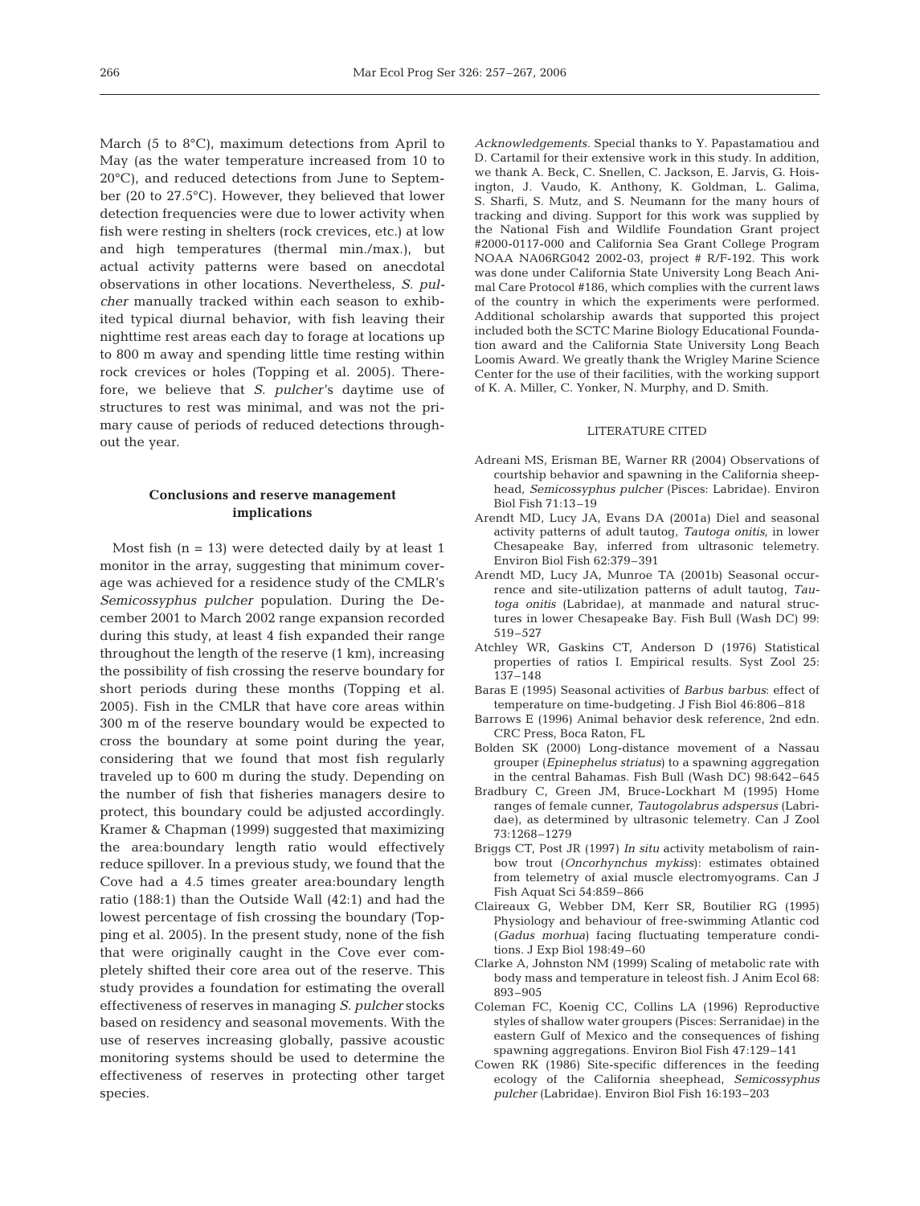March (5 to 8°C), maximum detections from April to May (as the water temperature increased from 10 to 20°C), and reduced detections from June to September (20 to 27.5°C). However, they believed that lower detection frequencies were due to lower activity when fish were resting in shelters (rock crevices, etc.) at low and high temperatures (thermal min./max.), but actual activity patterns were based on anecdotal observations in other locations. Nevertheless, *S. pulcher* manually tracked within each season to exhibited typical diurnal behavior, with fish leaving their nighttime rest areas each day to forage at locations up to 800 m away and spending little time resting within rock crevices or holes (Topping et al. 2005). Therefore, we believe that *S. pulcher*'s daytime use of structures to rest was minimal, and was not the primary cause of periods of reduced detections throughout the year.

## Conclusions and reserve management implications

Most fish (n = 13) were detected daily by at least 1 monitor in the array, suggesting that minimum coverage was achieved for a residence study of the CMLR's *Semicossyphus pulcher* population. During the December 2001 to March 2002 range expansion recorded during this study, at least 4 fish expanded their range throughout the length of the reserve (1 km), increasing the possibility of fish crossing the reserve boundary for short periods during these months (Topping et al. 2005). Fish in the CMLR that have core areas within 300 m of the reserve boundary would be expected to cross the boundary at some point during the year, considering that we found that most fish regularly traveled up to 600 m during the study. Depending on the number of fish that fisheries managers desire to protect, this boundary could be adjusted accordingly. Kramer & Chapman (1999) suggested that maximizing the area:boundary length ratio would effectively reduce spillover. In a previous study, we found that the Cove had a 4.5 times greater area:boundary length ratio (188:1) than the Outside Wall (42:1) and had the lowest percentage of fish crossing the boundary (Topping et al. 2005). In the present study, none of the fish that were originally caught in the Cove ever completely shifted their core area out of the reserve. This study provides a foundation for estimating the overall effectiveness of reserves in managing *S. pulcher* stocks based on residency and seasonal movements. With the use of reserves increasing globally, passive acoustic monitoring systems should be used to determine the effectiveness of reserves in protecting other target species.

*Acknowledgements.* Special thanks to Y. Papastamatiou and D. Cartamil for their extensive work in this study. In addition, we thank A. Beck, C. Snellen, C. Jackson, E. Jarvis, G. Hoisington, J. Vaudo, K. Anthony, K. Goldman, L. Galima, S. Sharfi, S. Mutz, and S. Neumann for the many hours of tracking and diving. Support for this work was supplied by the National Fish and Wildlife Foundation Grant project #2000-0117-000 and California Sea Grant College Program NOAA NA06RG042 2002-03, project # R/F-192. This work was done under California State University Long Beach Animal Care Protocol #186, which complies with the current laws of the country in which the experiments were performed. Additional scholarship awards that supported this project included both the SCTC Marine Biology Educational Foundation award and the California State University Long Beach Loomis Award. We greatly thank the Wrigley Marine Science Center for the use of their facilities, with the working support of K. A. Miller, C. Yonker, N. Murphy, and D. Smith.

## LITERATURE CITED

- Adreani MS, Erisman BE, Warner RR (2004) Observations of courtship behavior and spawning in the California sheephead, *Semicossyphus pulcher* (Pisces: Labridae). Environ Biol Fish 71:13–19
- Arendt MD, Lucy JA, Evans DA (2001a) Diel and seasonal activity patterns of adult tautog, *Tautoga onitis*, in lower Chesapeake Bay, inferred from ultrasonic telemetry. Environ Biol Fish 62:379–391
- Arendt MD, Lucy JA, Munroe TA (2001b) Seasonal occurrence and site-utilization patterns of adult tautog, *Tautoga onitis* (Labridae), at manmade and natural structures in lower Chesapeake Bay. Fish Bull (Wash DC) 99: 519–527
- Atchley WR, Gaskins CT, Anderson D (1976) Statistical properties of ratios I. Empirical results. Syst Zool 25: 137–148
- Baras E (1995) Seasonal activities of *Barbus barbus*: effect of temperature on time-budgeting. J Fish Biol 46:806–818
- Barrows E (1996) Animal behavior desk reference, 2nd edn. CRC Press, Boca Raton, FL
- Bolden SK (2000) Long-distance movement of a Nassau grouper (*Epinephelus striatus*) to a spawning aggregation in the central Bahamas. Fish Bull (Wash DC) 98:642–645
- Bradbury C, Green JM, Bruce-Lockhart M (1995) Home ranges of female cunner, *Tautogolabrus adspersus* (Labridae), as determined by ultrasonic telemetry. Can J Zool 73:1268–1279
- Briggs CT, Post JR (1997) *In situ* activity metabolism of rainbow trout (*Oncorhynchus mykiss*): estimates obtained from telemetry of axial muscle electromyograms. Can J Fish Aquat Sci 54:859–866
- Claireaux G, Webber DM, Kerr SR, Boutilier RG (1995) Physiology and behaviour of free-swimming Atlantic cod (*Gadus morhua*) facing fluctuating temperature conditions. J Exp Biol 198:49–60
- Clarke A, Johnston NM (1999) Scaling of metabolic rate with body mass and temperature in teleost fish. J Anim Ecol 68: 893–905
- Coleman FC, Koenig CC, Collins LA (1996) Reproductive styles of shallow water groupers (Pisces: Serranidae) in the eastern Gulf of Mexico and the consequences of fishing spawning aggregations. Environ Biol Fish 47:129–141
- Cowen RK (1986) Site-specific differences in the feeding ecology of the California sheephead, *Semicossyphus pulcher* (Labridae). Environ Biol Fish 16:193–203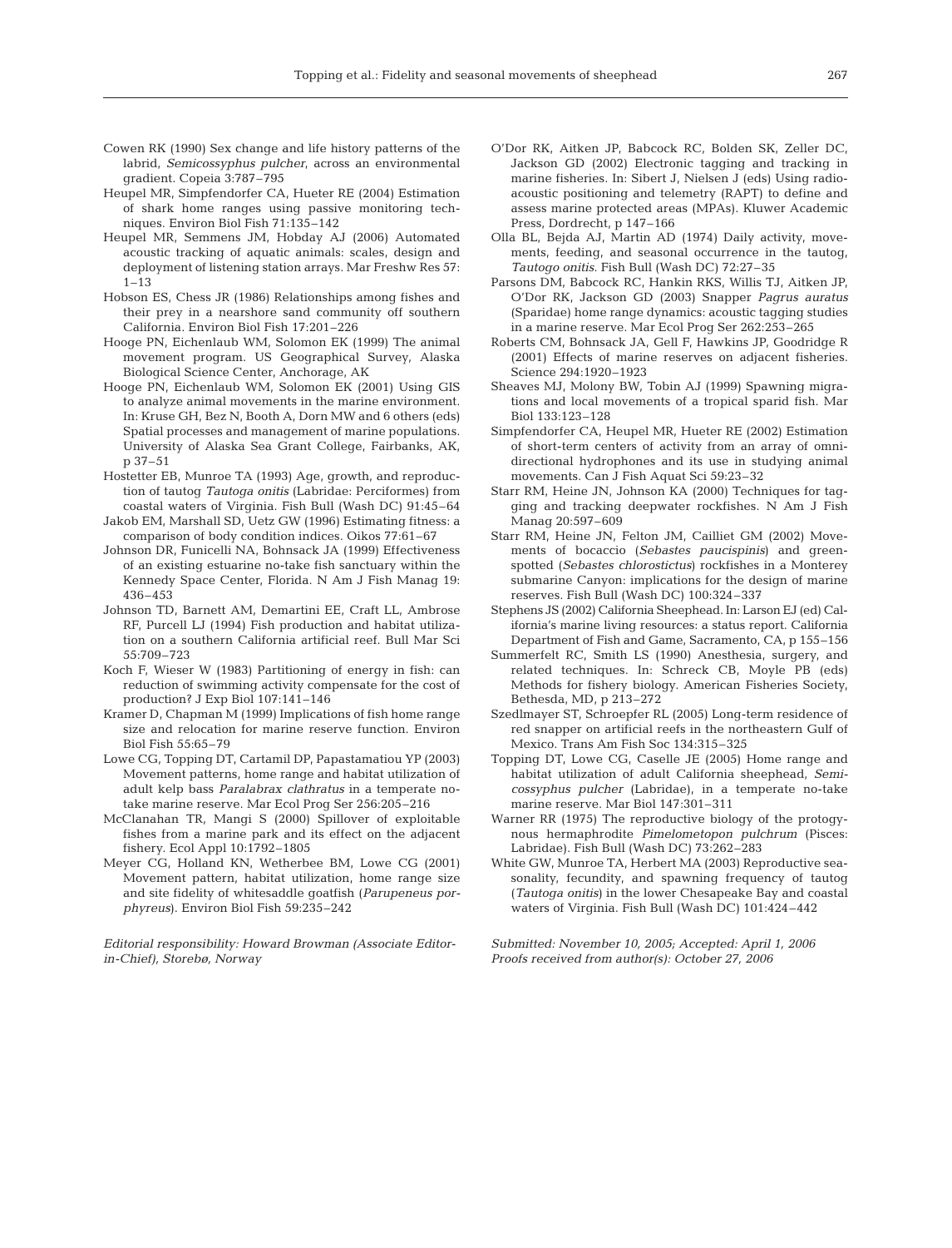Cowen RK (1990) Sex change and life history patterns of the labrid, *Semicossyphus pulcher*, across an environmental gradient. Copeia 3:787–795

Heupel MR, Simpfendorfer CA, Hueter RE (2004) Estimation of shark home ranges using passive monitoring techniques. Environ Biol Fish 71:135–142

Heupel MR, Semmens JM, Hobday AJ (2006) Automated acoustic tracking of aquatic animals: scales, design and deployment of listening station arrays. Mar Freshw Res 57: 1–13

Hobson ES, Chess JR (1986) Relationships among fishes and their prey in a nearshore sand community off southern California. Environ Biol Fish 17:201–226

Hooge PN, Eichenlaub WM, Solomon EK (1999) The animal movement program. US Geographical Survey, Alaska Biological Science Center, Anchorage, AK

Hooge PN, Eichenlaub WM, Solomon EK (2001) Using GIS to analyze animal movements in the marine environment. In: Kruse GH, Bez N, Booth A, Dorn MW and 6 others (eds) Spatial processes and management of marine populations. University of Alaska Sea Grant College, Fairbanks, AK, p 37–51

Hostetter EB, Munroe TA (1993) Age, growth, and reproduction of tautog *Tautoga onitis* (Labridae: Perciformes) from coastal waters of Virginia. Fish Bull (Wash DC) 91:45–64

Jakob EM, Marshall SD, Uetz GW (1996) Estimating fitness: a comparison of body condition indices. Oikos 77:61–67

Johnson DR, Funicelli NA, Bohnsack JA (1999) Effectiveness of an existing estuarine no-take fish sanctuary within the Kennedy Space Center, Florida. N Am J Fish Manag 19: 436–453

Johnson TD, Barnett AM, Demartini EE, Craft LL, Ambrose RF, Purcell LJ (1994) Fish production and habitat utilization on a southern California artificial reef. Bull Mar Sci 55:709–723

Koch F, Wieser W (1983) Partitioning of energy in fish: can reduction of swimming activity compensate for the cost of production? J Exp Biol 107:141–146

Kramer D, Chapman M (1999) Implications of fish home range size and relocation for marine reserve function. Environ Biol Fish 55:65–79

Lowe CG, Topping DT, Cartamil DP, Papastamatiou YP (2003) Movement patterns, home range and habitat utilization of adult kelp bass *Paralabrax clathratus* in a temperate no-take marine reserve. Mar Ecol Prog Ser 256:205–216

McClanahan TR, Mangi S (2000) Spillover of exploitable fishes from a marine park and its effect on the adjacent fishery. Ecol Appl 10:1792–1805

Meyer CG, Holland KN, Wetherbee BM, Lowe CG (2001) Movement pattern, habitat utilization, home range size and site fidelity of whitesaddle goatfish (*Parupeneus porphyreus*). Environ Biol Fish 59:235–242

O'Dor RK, Aitken JP, Babcock RC, Bolden SK, Zeller DC, Jackson GD (2002) Electronic tagging and tracking in marine fisheries. In: Sibert J, Nielsen J (eds) Using radio-acoustic positioning and telemetry (RAPT) to define and assess marine protected areas (MPAs). Kluwer Academic Press, Dordrecht, p 147–166

Olla BL, Bejda AJ, Martin AD (1974) Daily activity, movements, feeding, and seasonal occurrence in the tautog, *Tautogo onitis*. Fish Bull (Wash DC) 72:27–35

Parsons DM, Babcock RC, Hankin RKS, Willis TJ, Aitken JP, O'Dor RK, Jackson GD (2003) Snapper *Pagrus auratus* (Sparidae) home range dynamics: acoustic tagging studies in a marine reserve. Mar Ecol Prog Ser 262:253–265

Roberts CM, Bohnsack JA, Gell F, Hawkins JP, Goodridge R (2001) Effects of marine reserves on adjacent fisheries. Science 294:1920–1923

Sheaves MJ, Molony BW, Tobin AJ (1999) Spawning migrations and local movements of a tropical sparid fish. Mar Biol 133:123–128

Simpfendorfer CA, Heupel MR, Hueter RE (2002) Estimation of short-term centers of activity from an array of omnidirectional hydrophones and its use in studying animal movements. Can J Fish Aquat Sci 59:23–32

Starr RM, Heine JN, Johnson KA (2000) Techniques for tagging and tracking deepwater rockfishes. N Am J Fish Manag 20:597–609

Starr RM, Heine JN, Felton JM, Cailliet GM (2002) Movements of bocaccio (*Sebastes paucispinis*) and greenspotted (*Sebastes chlorostictus*) rockfishes in a Monterey submarine Canyon: implications for the design of marine reserves. Fish Bull (Wash DC) 100:324–337

Stephens JS (2002) California Sheephead. In: Larson EJ (ed) California's marine living resources: a status report. California Department of Fish and Game, Sacramento, CA, p 155–156

Summerfelt RC, Smith LS (1990) Anesthesia, surgery, and related techniques. In: Schreck CB, Moyle PB (eds) Methods for fishery biology. American Fisheries Society, Bethesda, MD, p 213–272

Szedlmayer ST, Schroepfer RL (2005) Long-term residence of red snapper on artificial reefs in the northeastern Gulf of Mexico. Trans Am Fish Soc 134:315–325

Topping DT, Lowe CG, Caselle JE (2005) Home range and habitat utilization of adult California sheephead, *Semicossyphus pulcher* (Labridae), in a temperate no-take marine reserve. Mar Biol 147:301–311

Warner RR (1975) The reproductive biology of the protogynous hermaphrodite *Pimelometopon pulchrum* (Pisces: Labridae). Fish Bull (Wash DC) 73:262–283

White GW, Munroe TA, Herbert MA (2003) Reproductive seasonality, fecundity, and spawning frequency of tautog (*Tautoga onitis*) in the lower Chesapeake Bay and coastal waters of Virginia. Fish Bull (Wash DC) 101:424–442

*Editorial responsibility: Howard Browman (Associate Editor-in-Chief), Storebø, Norway*

*Submitted: November 10, 2005; Accepted: April 1, 2006*
*Proofs received from author(s): October 27, 2006*